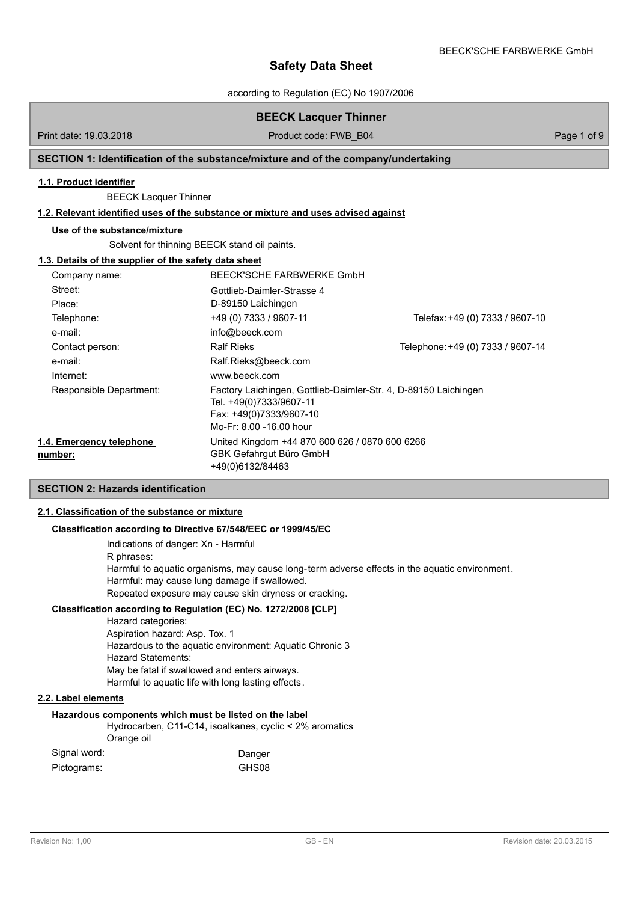# Safety Data Sheet

according to Regulation (EC) No 1907/2006

## BEECK Lacquer Thinner

Print date: 19.03.2018 | Product code: FWB_B04

## SECTION 1: Identification of the substance/mixture and of the company/undertaking

### 1.1. Product identifier

BEECK Lacquer Thinner

### 1.2. Relevant identified uses of the substance or mixture and uses advised against

**Use of the substance/mixture**

Solvent for thinning BEECK stand oil paints.

### 1.3. Details of the supplier of the safety data sheet

| | | |
|---|---|---|
| Company name: | BEECK'SCHE FARBWERKE GmbH | |
| Street: | Gottlieb-Daimler-Strasse 4 | |
| Place: | D-89150 Laichingen | |
| Telephone: | +49 (0) 7333 / 9607-11 | Telefax: +49 (0) 7333 / 9607-10 |
| e-mail: | info@beeck.com | |
| Contact person: | Ralf Rieks | Telephone: +49 (0) 7333 / 9607-14 |
| e-mail: | Ralf.Rieks@beeck.com | |
| Internet: | www.beeck.com | |
| Responsible Department: | Factory Laichingen, Gottlieb-Daimler-Str. 4, D-89150 Laichingen<br>Tel. +49(0)7333/9607-11<br>Fax: +49(0)7333/9607-10<br>Mo-Fr: 8.00 -16.00 hour | |

### 1.4. Emergency telephone number:

United Kingdom +44 870 600 626 / 0870 600 6266
GBK Gefahrgut Büro GmbH
+49(0)6132/84463

## SECTION 2: Hazards identification

### 2.1. Classification of the substance or mixture

**Classification according to Directive 67/548/EEC or 1999/45/EC**

Indications of danger: Xn - Harmful
R phrases:
Harmful to aquatic organisms, may cause long-term adverse effects in the aquatic environment.
Harmful: may cause lung damage if swallowed.
Repeated exposure may cause skin dryness or cracking.

**Classification according to Regulation (EC) No. 1272/2008 [CLP]**

Hazard categories:
Aspiration hazard: Asp. Tox. 1
Hazardous to the aquatic environment: Aquatic Chronic 3
Hazard Statements:
May be fatal if swallowed and enters airways.
Harmful to aquatic life with long lasting effects.

### 2.2. Label elements

**Hazardous components which must be listed on the label**

Hydrocarben, C11-C14, isoalkanes, cyclic < 2% aromatics
Orange oil

| | |
|---|---|
| Signal word: | Danger |
| Pictograms: | GHS08 |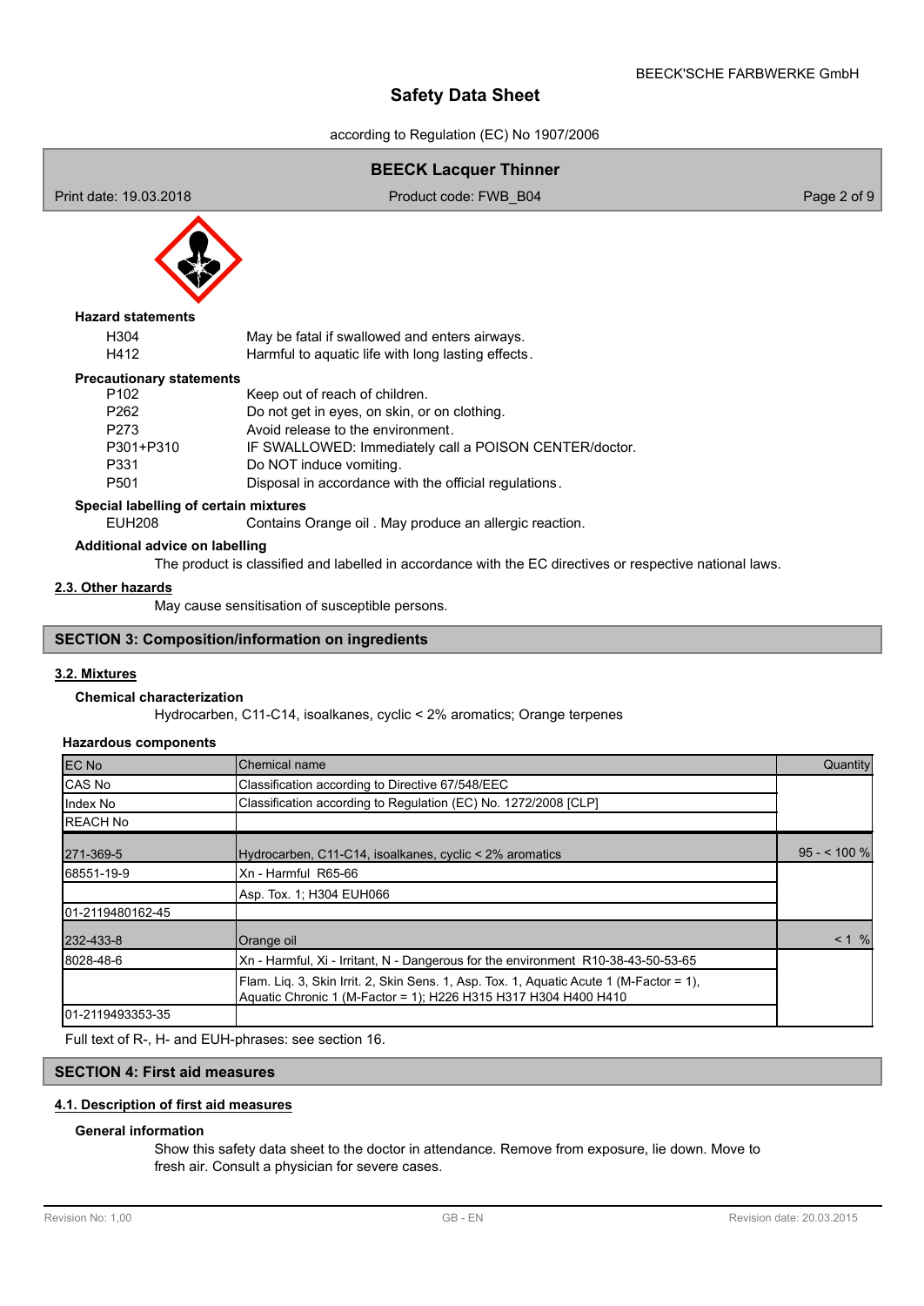**Hazard statements**

| | |
|---|---|
| H304 | May be fatal if swallowed and enters airways. |
| H412 | Harmful to aquatic life with long lasting effects. |

**Precautionary statements**

| | |
|---|---|
| P102 | Keep out of reach of children. |
| P262 | Do not get in eyes, on skin, or on clothing. |
| P273 | Avoid release to the environment. |
| P301+P310 | IF SWALLOWED: Immediately call a POISON CENTER/doctor. |
| P331 | Do NOT induce vomiting. |
| P501 | Disposal in accordance with the official regulations. |

**Special labelling of certain mixtures**

| | |
|---|---|
| EUH208 | Contains Orange oil . May produce an allergic reaction. |

**Additional advice on labelling**

The product is classified and labelled in accordance with the EC directives or respective national laws.

### 2.3. Other hazards

May cause sensitisation of susceptible persons.

## SECTION 3: Composition/information on ingredients

### 3.2. Mixtures

**Chemical characterization**

Hydrocarben, C11-C14, isoalkanes, cyclic < 2% aromatics; Orange terpenes

**Hazardous components**

| EC No<br>CAS No<br>Index No<br>REACH No | Chemical name<br>Classification according to Directive 67/548/EEC<br>Classification according to Regulation (EC) No. 1272/2008 [CLP] | Quantity |
|---|---|---|
| 271-369-5 | Hydrocarben, C11-C14, isoalkanes, cyclic < 2% aromatics | 95 - < 100 % |
| 68551-19-9 | Xn - Harmful R65-66 | |
| | Asp. Tox. 1; H304 EUH066 | |
| 01-2119480162-45 | | |
| 232-433-8 | Orange oil | < 1 % |
| 8028-48-6 | Xn - Harmful, Xi - Irritant, N - Dangerous for the environment R10-38-43-50-53-65 | |
| | Flam. Liq. 3, Skin Irrit. 2, Skin Sens. 1, Asp. Tox. 1, Aquatic Acute 1 (M-Factor = 1), Aquatic Chronic 1 (M-Factor = 1); H226 H315 H317 H304 H400 H410 | |
| 01-2119493353-35 | | |

Full text of R-, H- and EUH-phrases: see section 16.

## SECTION 4: First aid measures

### 4.1. Description of first aid measures

**General information**

Show this safety data sheet to the doctor in attendance. Remove from exposure, lie down. Move to fresh air. Consult a physician for severe cases.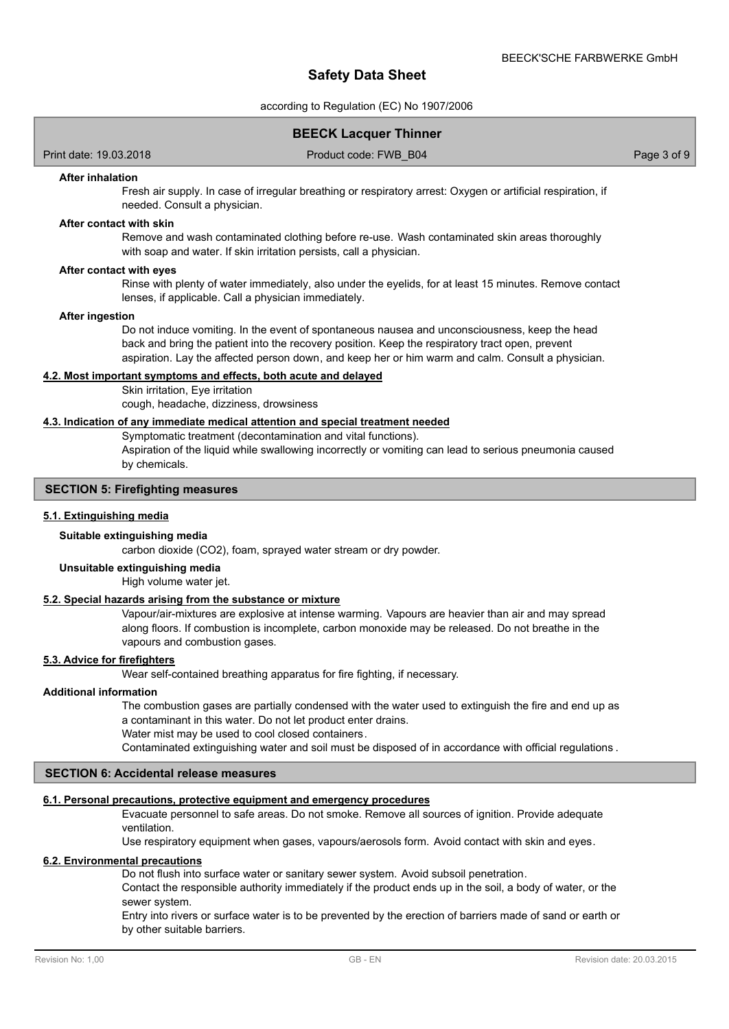#### After inhalation

Fresh air supply. In case of irregular breathing or respiratory arrest: Oxygen or artificial respiration, if needed. Consult a physician.

#### After contact with skin

Remove and wash contaminated clothing before re-use. Wash contaminated skin areas thoroughly with soap and water. If skin irritation persists, call a physician.

#### After contact with eyes

Rinse with plenty of water immediately, also under the eyelids, for at least 15 minutes. Remove contact lenses, if applicable. Call a physician immediately.

#### After ingestion

Do not induce vomiting. In the event of spontaneous nausea and unconsciousness, keep the head back and bring the patient into the recovery position. Keep the respiratory tract open, prevent aspiration. Lay the affected person down, and keep her or him warm and calm. Consult a physician.

### 4.2. Most important symptoms and effects, both acute and delayed

Skin irritation, Eye irritation
cough, headache, dizziness, drowsiness

### 4.3. Indication of any immediate medical attention and special treatment needed

Symptomatic treatment (decontamination and vital functions).
Aspiration of the liquid while swallowing incorrectly or vomiting can lead to serious pneumonia caused by chemicals.

## SECTION 5: Firefighting measures

### 5.1. Extinguishing media

#### Suitable extinguishing media

carbon dioxide ($CO_2$), foam, sprayed water stream or dry powder.

#### Unsuitable extinguishing media

High volume water jet.

### 5.2. Special hazards arising from the substance or mixture

Vapour/air-mixtures are explosive at intense warming. Vapours are heavier than air and may spread along floors. If combustion is incomplete, carbon monoxide may be released. Do not breathe in the vapours and combustion gases.

### 5.3. Advice for firefighters

Wear self-contained breathing apparatus for fire fighting, if necessary.

#### Additional information

The combustion gases are partially condensed with the water used to extinguish the fire and end up as a contaminant in this water. Do not let product enter drains.
Water mist may be used to cool closed containers.
Contaminated extinguishing water and soil must be disposed of in accordance with official regulations.

## SECTION 6: Accidental release measures

### 6.1. Personal precautions, protective equipment and emergency procedures

Evacuate personnel to safe areas. Do not smoke. Remove all sources of ignition. Provide adequate ventilation.
Use respiratory equipment when gases, vapours/aerosols form. Avoid contact with skin and eyes.

### 6.2. Environmental precautions

Do not flush into surface water or sanitary sewer system. Avoid subsoil penetration.
Contact the responsible authority immediately if the product ends up in the soil, a body of water, or the sewer system.
Entry into rivers or surface water is to be prevented by the erection of barriers made of sand or earth or by other suitable barriers.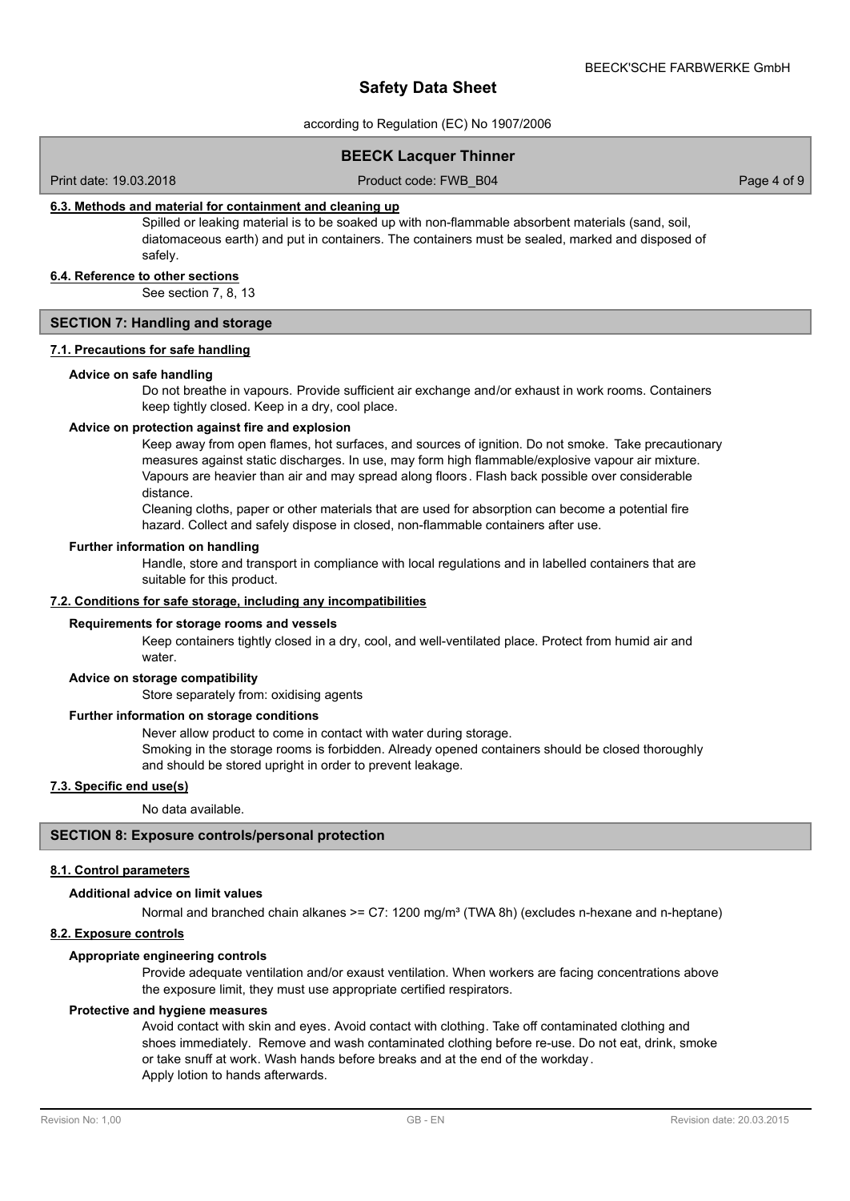#### 6.3. Methods and material for containment and cleaning up

Spilled or leaking material is to be soaked up with non-flammable absorbent materials (sand, soil, diatomaceous earth) and put in containers. The containers must be sealed, marked and disposed of safely.

#### 6.4. Reference to other sections

See section 7, 8, 13

## SECTION 7: Handling and storage

### 7.1. Precautions for safe handling

**Advice on safe handling**

Do not breathe in vapours. Provide sufficient air exchange and/or exhaust in work rooms. Containers keep tightly closed. Keep in a dry, cool place.

**Advice on protection against fire and explosion**

Keep away from open flames, hot surfaces, and sources of ignition. Do not smoke. Take precautionary measures against static discharges. In use, may form high flammable/explosive vapour air mixture. Vapours are heavier than air and may spread along floors. Flash back possible over considerable distance.

Cleaning cloths, paper or other materials that are used for absorption can become a potential fire hazard. Collect and safely dispose in closed, non-flammable containers after use.

**Further information on handling**

Handle, store and transport in compliance with local regulations and in labelled containers that are suitable for this product.

### 7.2. Conditions for safe storage, including any incompatibilities

**Requirements for storage rooms and vessels**

Keep containers tightly closed in a dry, cool, and well-ventilated place. Protect from humid air and water.

**Advice on storage compatibility**

Store separately from: oxidising agents

**Further information on storage conditions**

Never allow product to come in contact with water during storage.
Smoking in the storage rooms is forbidden. Already opened containers should be closed thoroughly and should be stored upright in order to prevent leakage.

### 7.3. Specific end use(s)

No data available.

## SECTION 8: Exposure controls/personal protection

### 8.1. Control parameters

**Additional advice on limit values**

Normal and branched chain alkanes >= C7: 1200 mg/m³ (TWA 8h) (excludes n-hexane and n-heptane)

### 8.2. Exposure controls

**Appropriate engineering controls**

Provide adequate ventilation and/or exaust ventilation. When workers are facing concentrations above the exposure limit, they must use appropriate certified respirators.

**Protective and hygiene measures**

Avoid contact with skin and eyes. Avoid contact with clothing. Take off contaminated clothing and shoes immediately. Remove and wash contaminated clothing before re-use. Do not eat, drink, smoke or take snuff at work. Wash hands before breaks and at the end of the workday.
Apply lotion to hands afterwards.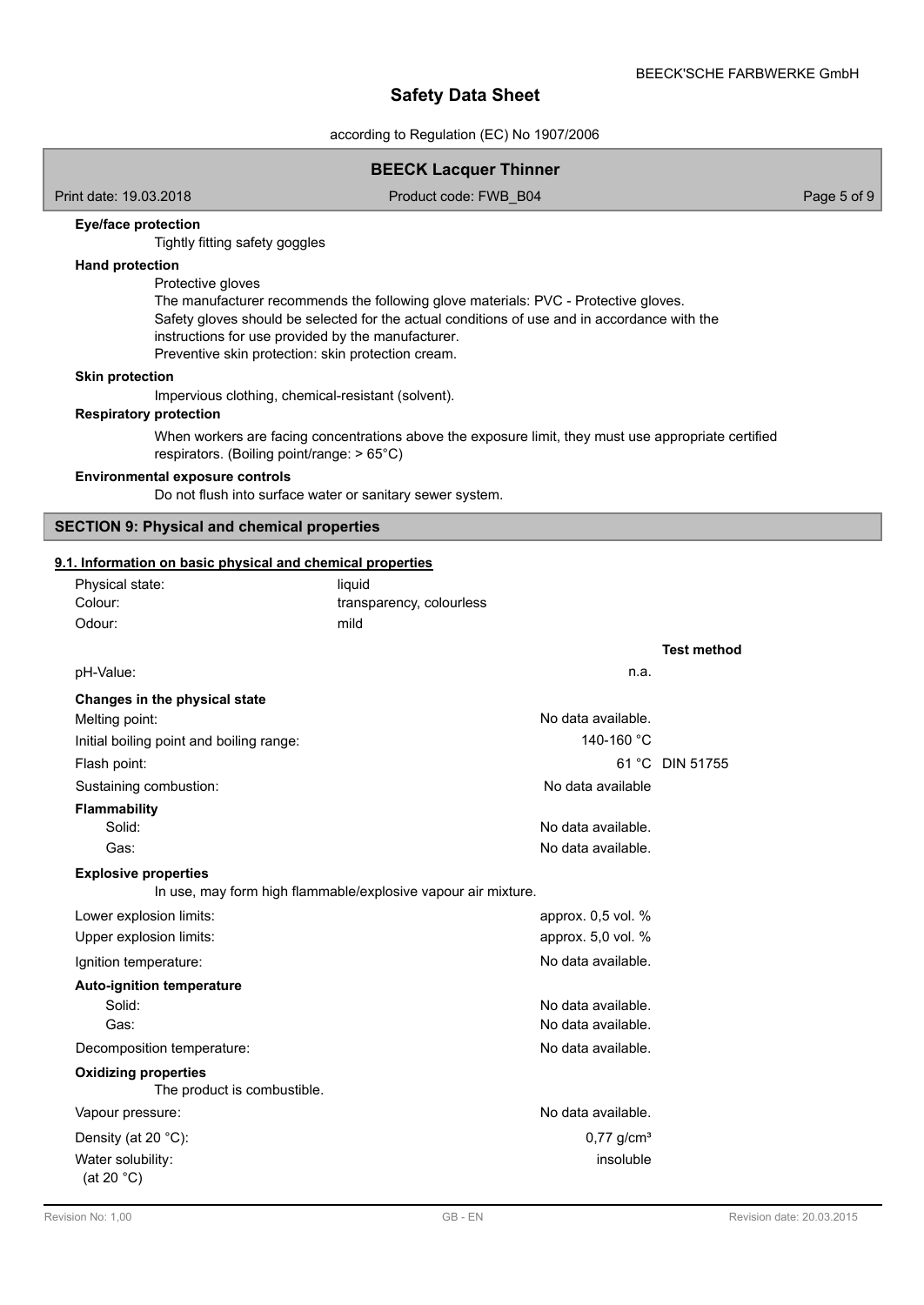**Eye/face protection**

Tightly fitting safety goggles

**Hand protection**

Protective gloves
The manufacturer recommends the following glove materials: PVC - Protective gloves.
Safety gloves should be selected for the actual conditions of use and in accordance with the instructions for use provided by the manufacturer.
Preventive skin protection: skin protection cream.

**Skin protection**

Impervious clothing, chemical-resistant (solvent).

**Respiratory protection**

When workers are facing concentrations above the exposure limit, they must use appropriate certified respirators. (Boiling point/range: > 65°C)

**Environmental exposure controls**

Do not flush into surface water or sanitary sewer system.

## SECTION 9: Physical and chemical properties

### 9.1. Information on basic physical and chemical properties

| | |
|---|---|
| Physical state: | liquid |
| Colour: | transparency, colourless |
| Odour: | mild |

| | | Test method |
|---|---|---|
| pH-Value: | n.a. | |
| **Changes in the physical state** | | |
| Melting point: | No data available. | |
| Initial boiling point and boiling range: | 140-160 °C | |
| Flash point: | 61 °C | DIN 51755 |
| Sustaining combustion: | No data available | |
| **Flammability** | | |
| Solid: | No data available. | |
| Gas: | No data available. | |

**Explosive properties**

In use, may form high flammable/explosive vapour air mixture.

| | | |
|---|---|---|
| Lower explosion limits: | approx. 0,5 vol. % | |
| Upper explosion limits: | approx. 5,0 vol. % | |
| Ignition temperature: | No data available. | |
| **Auto-ignition temperature** | | |
| Solid: | No data available. | |
| Gas: | No data available. | |
| Decomposition temperature: | No data available. | |

**Oxidizing properties**

The product is combustible.

| | | |
|---|---|---|
| Vapour pressure: | No data available. | |
| Density (at 20 °C): | 0,77 g/cm³ | |
| Water solubility: (at 20 °C) | insoluble | |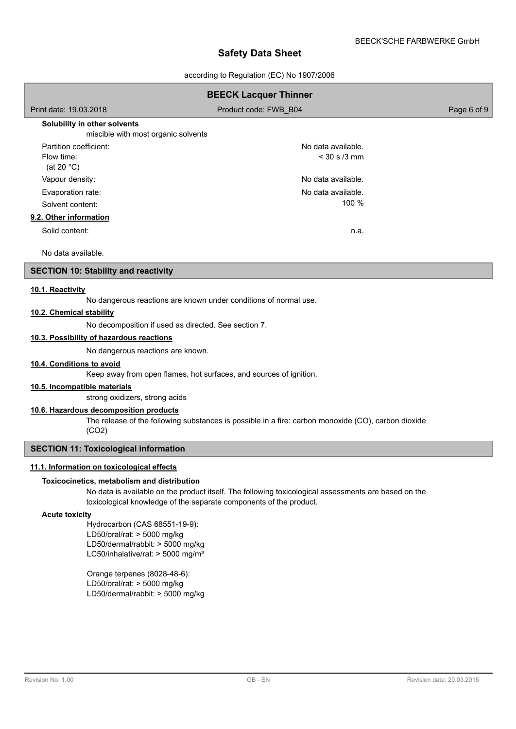**Solubility in other solvents**

miscible with most organic solvents

| | |
|---|---|
| Partition coefficient: | No data available. |
| Flow time: (at 20 °C) | < 30 s /3 mm |
| Vapour density: | No data available. |
| Evaporation rate: | No data available. |
| Solvent content: | 100 % |

**9.2. Other information**

| | |
|---|---|
| Solid content: | n.a. |

No data available.

## SECTION 10: Stability and reactivity

**10.1. Reactivity**

No dangerous reactions are known under conditions of normal use.

**10.2. Chemical stability**

No decomposition if used as directed. See section 7.

**10.3. Possibility of hazardous reactions**

No dangerous reactions are known.

**10.4. Conditions to avoid**

Keep away from open flames, hot surfaces, and sources of ignition.

**10.5. Incompatible materials**

strong oxidizers, strong acids

**10.6. Hazardous decomposition products**

The release of the following substances is possible in a fire: carbon monoxide (CO), carbon dioxide ($CO_2$)

## SECTION 11: Toxicological information

**11.1. Information on toxicological effects**

**Toxicocinetics, metabolism and distribution**

No data is available on the product itself. The following toxicological assessments are based on the toxicological knowledge of the separate components of the product.

**Acute toxicity**

Hydrocarbon (CAS 68551-19-9):
LD50/oral/rat: > 5000 mg/kg
LD50/dermal/rabbit: > 5000 mg/kg
LC50/inhalative/rat: > 5000 mg/m³

Orange terpenes (8028-48-6):
LD50/oral/rat: > 5000 mg/kg
LD50/dermal/rabbit: > 5000 mg/kg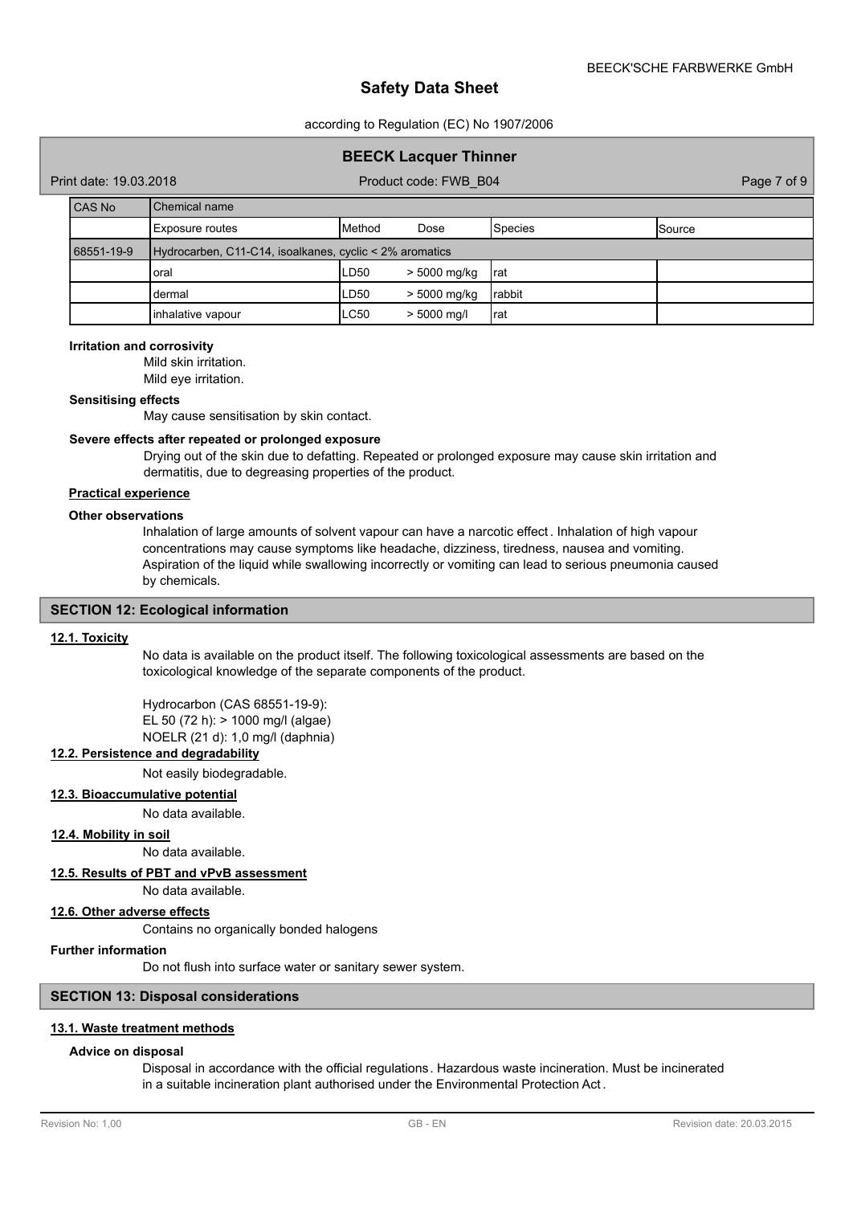| CAS No | Chemical name | | | | |
|---|---|---|---|---|---|
| | Exposure routes | Method | Dose | Species | Source |
| 68551-19-9 | Hydrocarben, C11-C14, isoalkanes, cyclic < 2% aromatics | | | | |
| | oral | LD50 | > 5000 mg/kg | rat | |
| | dermal | LD50 | > 5000 mg/kg | rabbit | |
| | inhalative vapour | LC50 | > 5000 mg/l | rat | |

**Irritation and corrosivity**

Mild skin irritation.
Mild eye irritation.

**Sensitising effects**

May cause sensitisation by skin contact.

**Severe effects after repeated or prolonged exposure**

Drying out of the skin due to defatting. Repeated or prolonged exposure may cause skin irritation and dermatitis, due to degreasing properties of the product.

**Practical experience**

**Other observations**

Inhalation of large amounts of solvent vapour can have a narcotic effect. Inhalation of high vapour concentrations may cause symptoms like headache, dizziness, tiredness, nausea and vomiting. Aspiration of the liquid while swallowing incorrectly or vomiting can lead to serious pneumonia caused by chemicals.

## SECTION 12: Ecological information

### 12.1. Toxicity

No data is available on the product itself. The following toxicological assessments are based on the toxicological knowledge of the separate components of the product.

Hydrocarbon (CAS 68551-19-9):
EL 50 (72 h): > 1000 mg/l (algae)
NOELR (21 d): 1,0 mg/l (daphnia)

### 12.2. Persistence and degradability

Not easily biodegradable.

### 12.3. Bioaccumulative potential

No data available.

### 12.4. Mobility in soil

No data available.

### 12.5. Results of PBT and vPvB assessment

No data available.

### 12.6. Other adverse effects

Contains no organically bonded halogens

**Further information**

Do not flush into surface water or sanitary sewer system.

## SECTION 13: Disposal considerations

### 13.1. Waste treatment methods

**Advice on disposal**

Disposal in accordance with the official regulations. Hazardous waste incineration. Must be incinerated in a suitable incineration plant authorised under the Environmental Protection Act.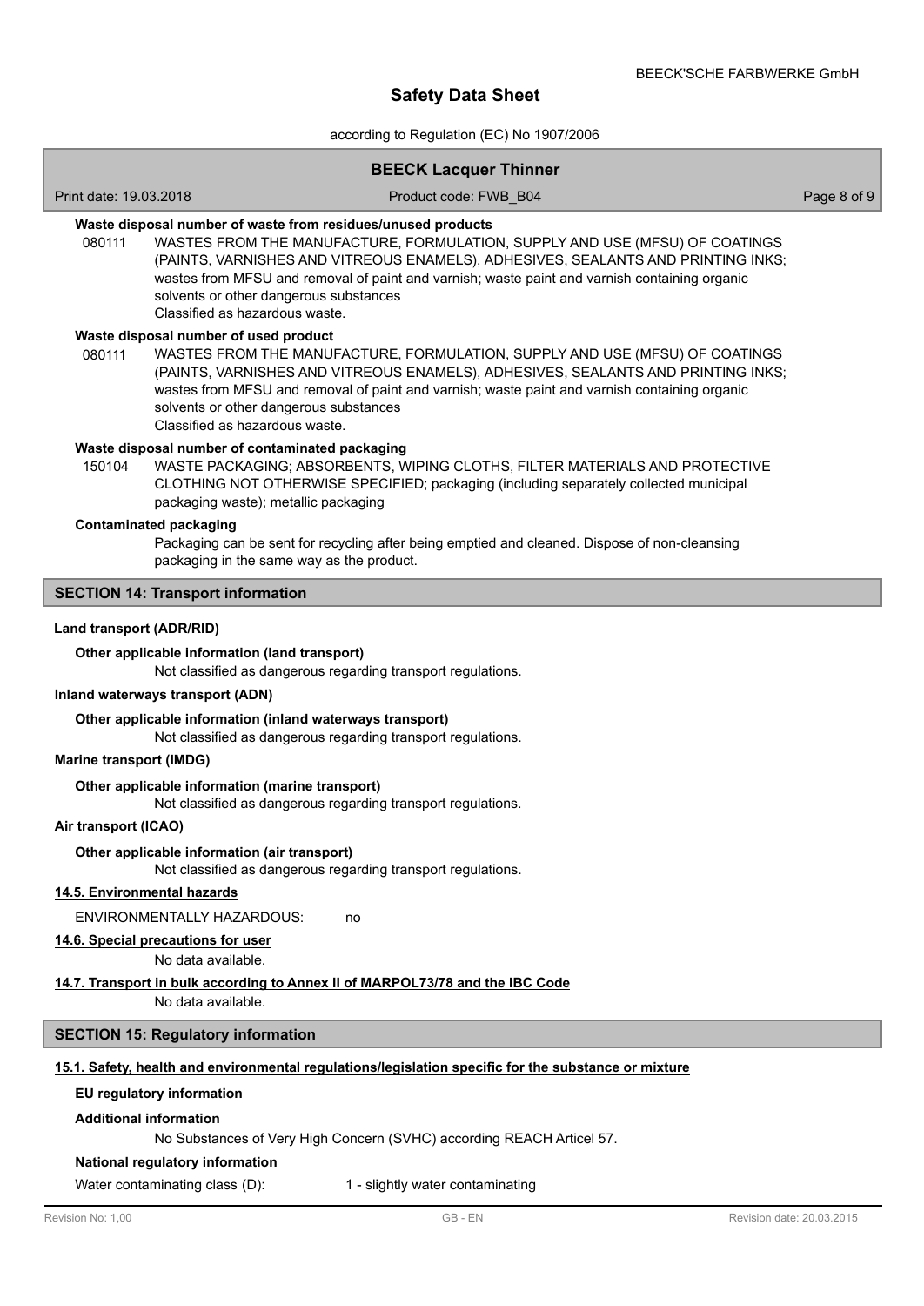**Waste disposal number of waste from residues/unused products**

080111 WASTES FROM THE MANUFACTURE, FORMULATION, SUPPLY AND USE (MFSU) OF COATINGS (PAINTS, VARNISHES AND VITREOUS ENAMELS), ADHESIVES, SEALANTS AND PRINTING INKS; wastes from MFSU and removal of paint and varnish; waste paint and varnish containing organic solvents or other dangerous substances
Classified as hazardous waste.

**Waste disposal number of used product**

080111 WASTES FROM THE MANUFACTURE, FORMULATION, SUPPLY AND USE (MFSU) OF COATINGS (PAINTS, VARNISHES AND VITREOUS ENAMELS), ADHESIVES, SEALANTS AND PRINTING INKS; wastes from MFSU and removal of paint and varnish; waste paint and varnish containing organic solvents or other dangerous substances
Classified as hazardous waste.

**Waste disposal number of contaminated packaging**

150104 WASTE PACKAGING; ABSORBENTS, WIPING CLOTHS, FILTER MATERIALS AND PROTECTIVE CLOTHING NOT OTHERWISE SPECIFIED; packaging (including separately collected municipal packaging waste); metallic packaging

**Contaminated packaging**

Packaging can be sent for recycling after being emptied and cleaned. Dispose of non-cleansing packaging in the same way as the product.

## SECTION 14: Transport information

**Land transport (ADR/RID)**

**Other applicable information (land transport)**

Not classified as dangerous regarding transport regulations.

**Inland waterways transport (ADN)**

**Other applicable information (inland waterways transport)**

Not classified as dangerous regarding transport regulations.

**Marine transport (IMDG)**

**Other applicable information (marine transport)**

Not classified as dangerous regarding transport regulations.

**Air transport (ICAO)**

**Other applicable information (air transport)**

Not classified as dangerous regarding transport regulations.

**14.5. Environmental hazards**

ENVIRONMENTALLY HAZARDOUS: no

**14.6. Special precautions for user**

No data available.

**14.7. Transport in bulk according to Annex II of MARPOL73/78 and the IBC Code**

No data available.

## SECTION 15: Regulatory information

**15.1. Safety, health and environmental regulations/legislation specific for the substance or mixture**

**EU regulatory information**

**Additional information**

No Substances of Very High Concern (SVHC) according REACH Articel 57.

**National regulatory information**

Water contaminating class (D): 1 - slightly water contaminating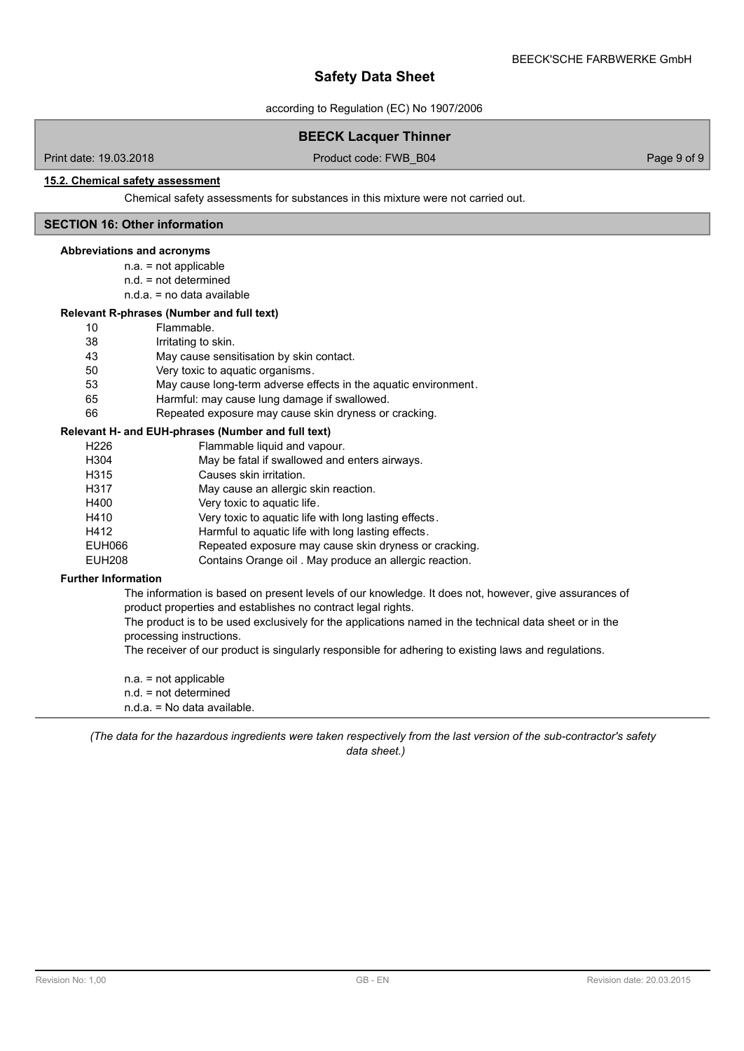### 15.2. Chemical safety assessment

Chemical safety assessments for substances in this mixture were not carried out.

## SECTION 16: Other information

**Abbreviations and acronyms**

n.a. = not applicable
n.d. = not determined
n.d.a. = no data available

**Relevant R-phrases (Number and full text)**

| | |
|---|---|
| 10 | Flammable. |
| 38 | Irritating to skin. |
| 43 | May cause sensitisation by skin contact. |
| 50 | Very toxic to aquatic organisms. |
| 53 | May cause long-term adverse effects in the aquatic environment. |
| 65 | Harmful: may cause lung damage if swallowed. |
| 66 | Repeated exposure may cause skin dryness or cracking. |

**Relevant H- and EUH-phrases (Number and full text)**

| | |
|---|---|
| H226 | Flammable liquid and vapour. |
| H304 | May be fatal if swallowed and enters airways. |
| H315 | Causes skin irritation. |
| H317 | May cause an allergic skin reaction. |
| H400 | Very toxic to aquatic life. |
| H410 | Very toxic to aquatic life with long lasting effects. |
| H412 | Harmful to aquatic life with long lasting effects. |
| EUH066 | Repeated exposure may cause skin dryness or cracking. |
| EUH208 | Contains Orange oil . May produce an allergic reaction. |

**Further Information**

The information is based on present levels of our knowledge. It does not, however, give assurances of product properties and establishes no contract legal rights.
The product is to be used exclusively for the applications named in the technical data sheet or in the processing instructions.
The receiver of our product is singularly responsible for adhering to existing laws and regulations.

n.a. = not applicable
n.d. = not determined
n.d.a. = No data available.

*(The data for the hazardous ingredients were taken respectively from the last version of the sub-contractor's safety data sheet.)*